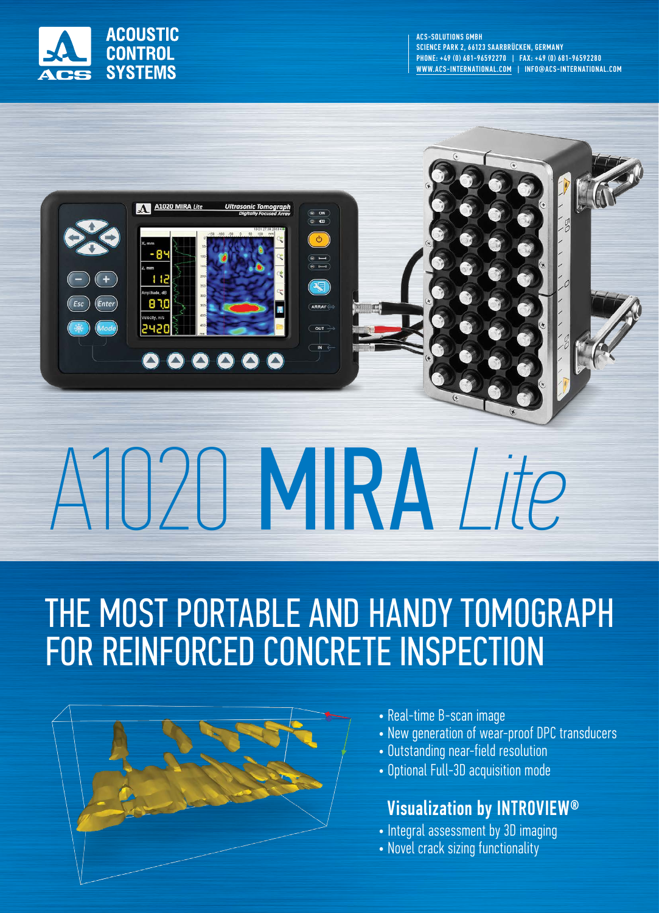ACOUSTIC CONTROL SYSTEMS

ACS-SOLUTIONS GMBH
SCIENCE PARK 2, 66123 SAARBRÜCKEN, GERMANY
PHONE: +49 (0) 681-96592270 | FAX: +49 (0) 681-96592280
WWW.ACS-INTERNATIONAL.COM | INFO@ACS-INTERNATIONAL.COM

# A1020 MIRA *Lite*

## THE MOST PORTABLE AND HANDY TOMOGRAPH FOR REINFORCED CONCRETE INSPECTION

- Real-time B-scan image
- New generation of wear-proof DPC transducers
- Outstanding near-field resolution
- Optional Full-3D acquisition mode

### Visualization by INTROVIEW®

- Integral assessment by 3D imaging
- Novel crack sizing functionality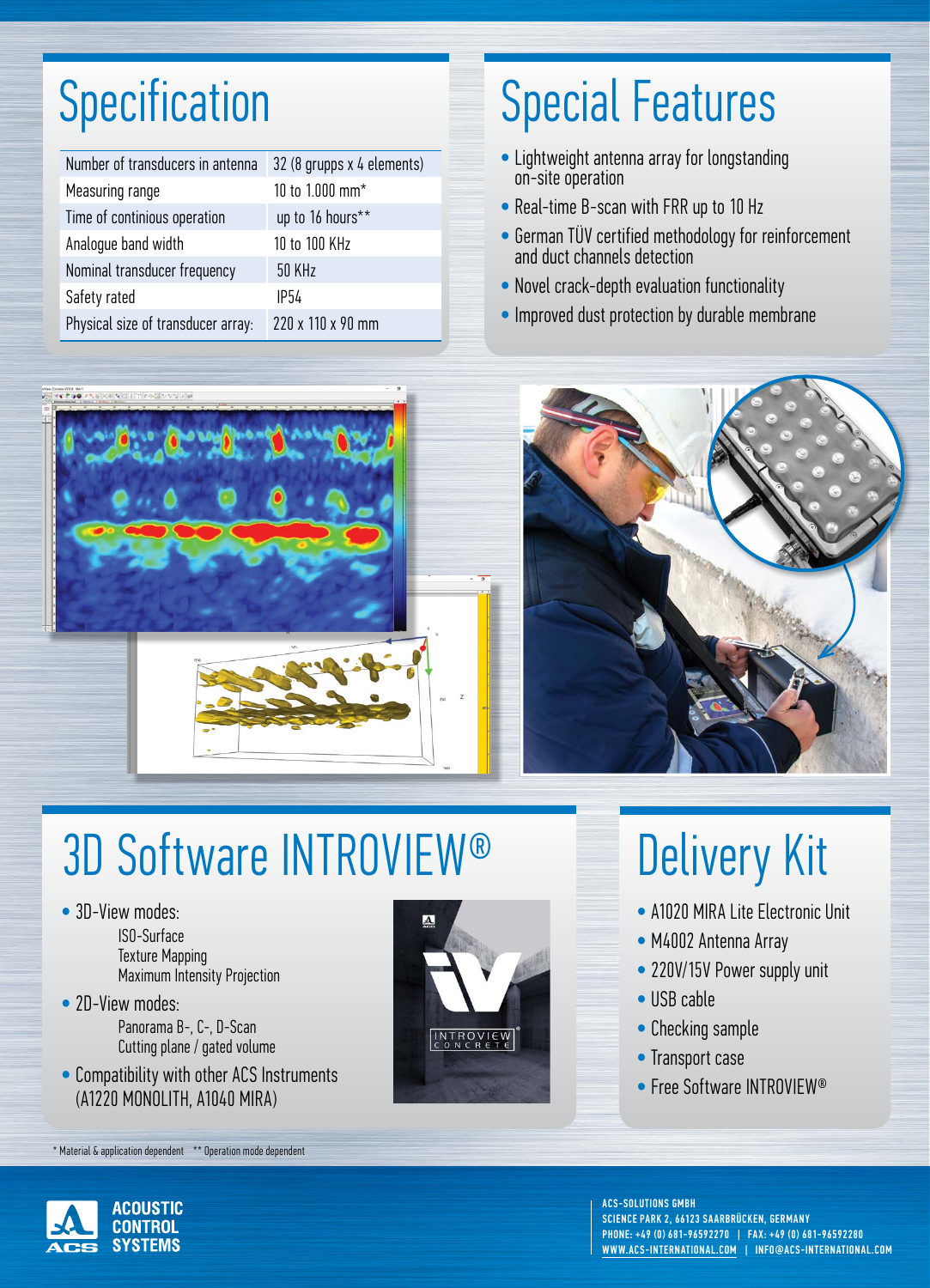# Specification

| | |
|---|---|
| Number of transducers in antenna | 32 (8 grupps x 4 elements) |
| Measuring range | 10 to 1.000 mm* |
| Time of continious operation | up to 16 hours** |
| Analogue band width | 10 to 100 KHz |
| Nominal transducer frequency | 50 KHz |
| Safety rated | IP54 |
| Physical size of transducer array: | 220 x 110 x 90 mm |

# Special Features

- Lightweight antenna array for longstanding on-site operation
- Real-time B-scan with FRR up to 10 Hz
- German TÜV certified methodology for reinforcement and duct channels detection
- Novel crack-depth evaluation functionality
- Improved dust protection by durable membrane

# 3D Software INTROVIEW®

- 3D-View modes:
  - ISO-Surface
  - Texture Mapping
  - Maximum Intensity Projection
- 2D-View modes:
  - Panorama B-, C-, D-Scan
  - Cutting plane / gated volume
- Compatibility with other ACS Instruments (A1220 MONOLITH, A1040 MIRA)

# Delivery Kit

- A1020 MIRA Lite Electronic Unit
- M4002 Antenna Array
- 220V/15V Power supply unit
- USB cable
- Checking sample
- Transport case
- Free Software INTROVIEW®

\* Material & application dependent ** Operation mode dependent

ACOUSTIC CONTROL SYSTEMS

ACS-SOLUTIONS GMBH
SCIENCE PARK 2, 66123 SAARBRÜCKEN, GERMANY
PHONE: +49 (0) 681-96592270 | FAX: +49 (0) 681-96592280
WWW.ACS-INTERNATIONAL.COM | INFO@ACS-INTERNATIONAL.COM